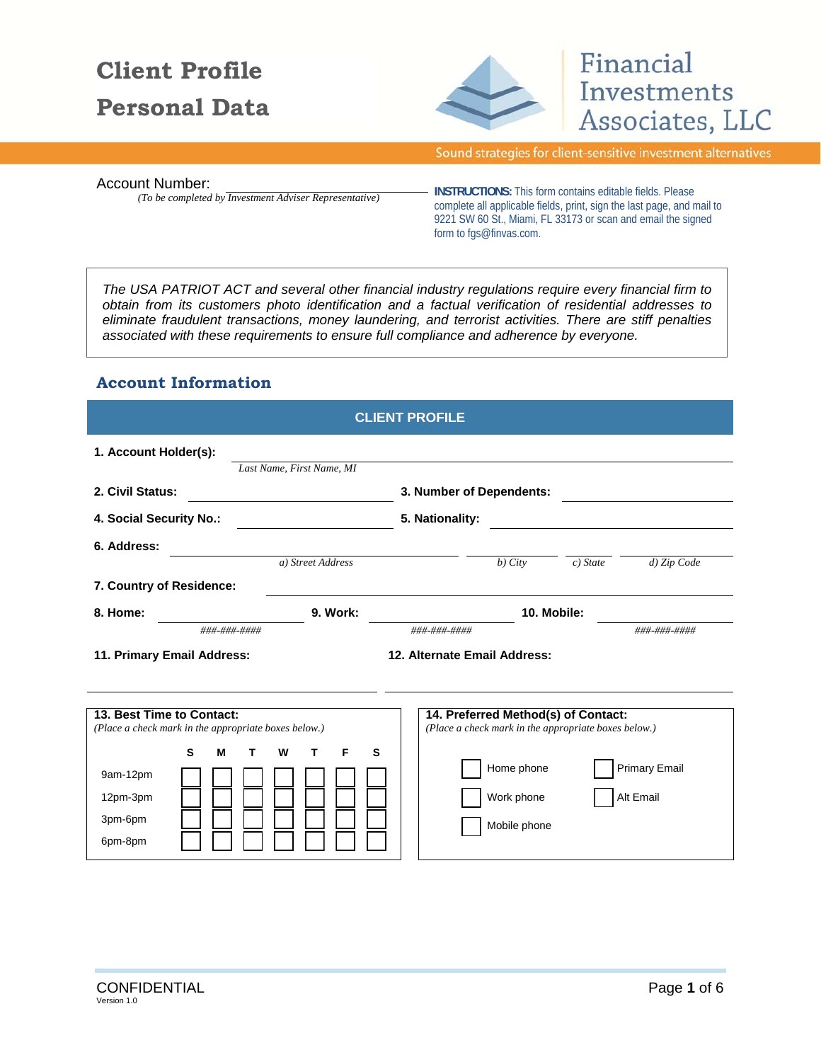# Client Profile
# Personal Data

Financial Investments Associates, LLC

Sound strategies for client-sensitive investment alternatives

Account Number: ______________________
*(To be completed by Investment Adviser Representative)*

**INSTRUCTIONS:** This form contains editable fields. Please complete all applicable fields, print, sign the last page, and mail to 9221 SW 60 St., Miami, FL 33173 or scan and email the signed form to fgs@finvas.com.

*The USA PATRIOT ACT and several other financial industry regulations require every financial firm to obtain from its customers photo identification and a factual verification of residential addresses to eliminate fraudulent transactions, money laundering, and terrorist activities. There are stiff penalties associated with these requirements to ensure full compliance and adherence by everyone.*

## Account Information

### CLIENT PROFILE

**1. Account Holder(s):** ______________________
*Last Name, First Name, MI*

**2. Civil Status:** ______________________ **3. Number of Dependents:** ______________________

**4. Social Security No.:** ______________________ **5. Nationality:** ______________________

**6. Address:** ______________________ ______________________ ______________________ ______________________
*a) Street Address* *b) City* *c) State* *d) Zip Code*

**7. Country of Residence:** ______________________

**8. Home:** ______________________ **9. Work:** ______________________ **10. Mobile:** ______________________
*###-###-####* *###-###-####* *###-###-####*

**11. Primary Email Address:** ______________________ **12. Alternate Email Address:** ______________________

**13. Best Time to Contact:**
*(Place a check mark in the appropriate boxes below.)*

| | S | M | T | W | T | F | S |
|---|---|---|---|---|---|---|---|
| 9am-12pm | ☐ | ☐ | ☐ | ☐ | ☐ | ☐ | ☐ |
| 12pm-3pm | ☐ | ☐ | ☐ | ☐ | ☐ | ☐ | ☐ |
| 3pm-6pm | ☐ | ☐ | ☐ | ☐ | ☐ | ☐ | ☐ |
| 6pm-8pm | ☐ | ☐ | ☐ | ☐ | ☐ | ☐ | ☐ |

**14. Preferred Method(s) of Contact:**
*(Place a check mark in the appropriate boxes below.)*

- ☐ Home phone
- ☐ Primary Email
- ☐ Work phone
- ☐ Alt Email
- ☐ Mobile phone

CONFIDENTIAL
Version 1.0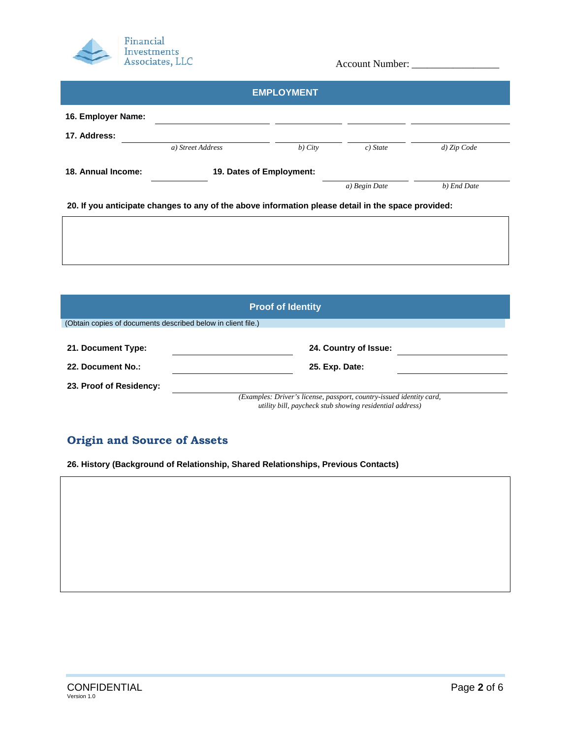Financial Investments Associates, LLC

Account Number: ________________

## EMPLOYMENT

**16. Employer Name:** ____________________ ____________ ____________ ________________

**17. Address:** ____________________ ____________ ____________ ________________

*a) Street Address* *b) City* *c) State* *d) Zip Code*

**18. Annual Income:** ____________ **19. Dates of Employment:** ________________ ________________

*a) Begin Date* *b) End Date*

**20. If you anticipate changes to any of the above information please detail in the space provided:**

|  |
|---|
|  |

## Proof of Identity

(Obtain copies of documents described below in client file.)

**21. Document Type:** ____________________ **24. Country of Issue:** ____________________

**22. Document No.:** ____________________ **25. Exp. Date:** ____________________

**23. Proof of Residency:** ________________________________________

*(Examples: Driver's license, passport, country-issued identity card, utility bill, paycheck stub showing residential address)*

## Origin and Source of Assets

**26. History (Background of Relationship, Shared Relationships, Previous Contacts)**

|  |
|---|
|  |

CONFIDENTIAL
Version 1.0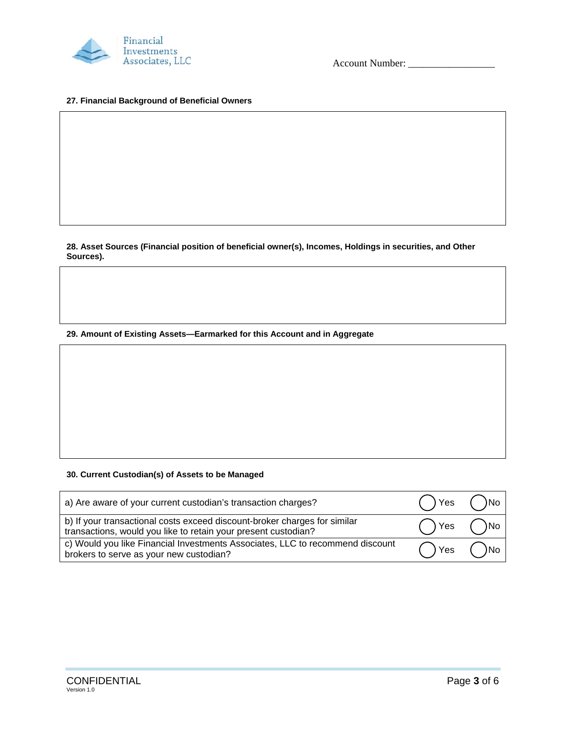Account Number: _______________

**27. Financial Background of Beneficial Owners**

**28. Asset Sources (Financial position of beneficial owner(s), Incomes, Holdings in securities, and Other Sources).**

**29. Amount of Existing Assets—Earmarked for this Account and in Aggregate**

**30. Current Custodian(s) of Assets to be Managed**

| | | |
|---|---|---|
| a) Are aware of your current custodian's transaction charges? | ◯ Yes | ◯ No |
| b) If your transactional costs exceed discount-broker charges for similar transactions, would you like to retain your present custodian? | ◯ Yes | ◯ No |
| c) Would you like Financial Investments Associates, LLC to recommend discount brokers to serve as your new custodian? | ◯ Yes | ◯ No |

CONFIDENTIAL
Version 1.0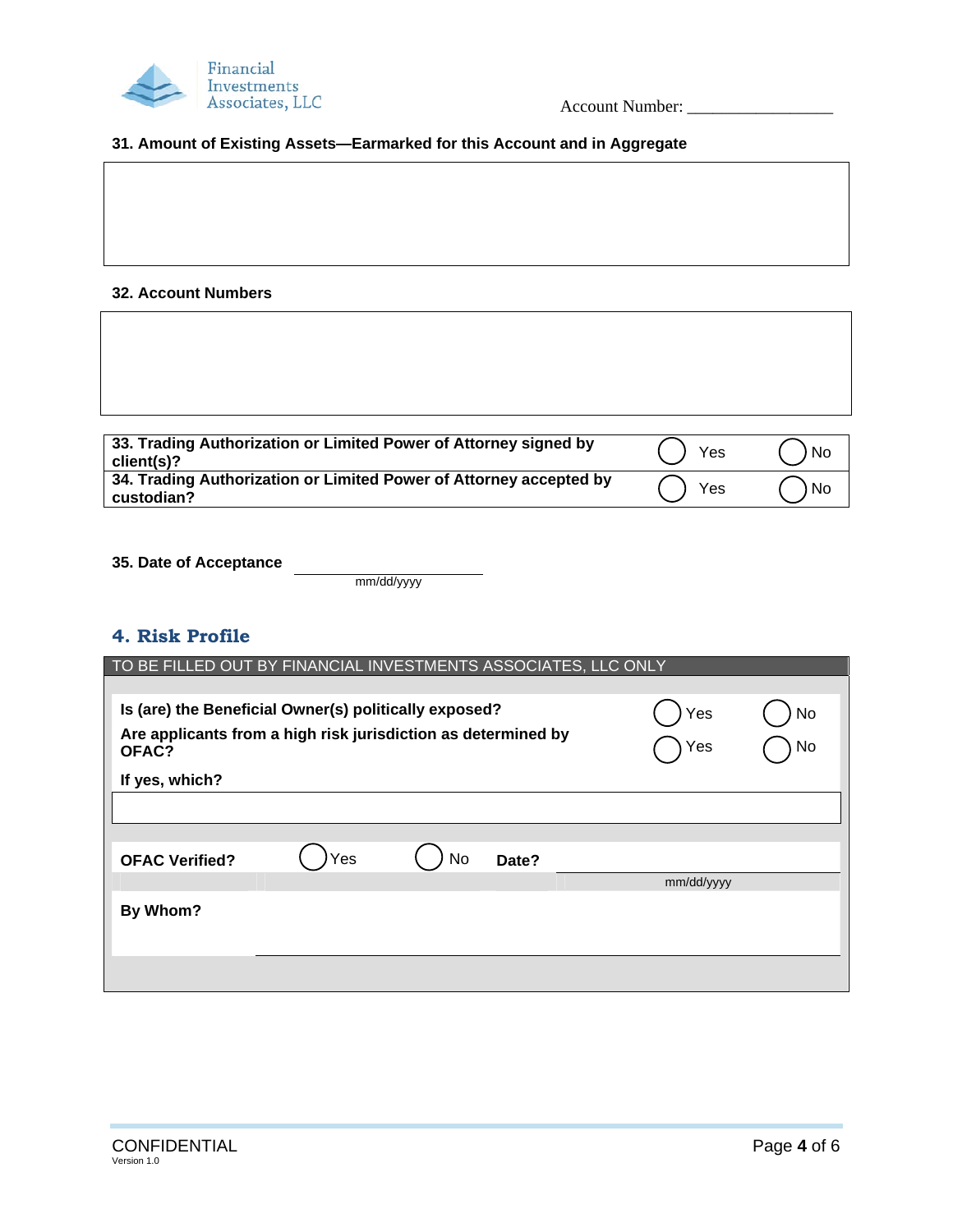Account Number: _________________

**31. Amount of Existing Assets—Earmarked for this Account and in Aggregate**

**32. Account Numbers**

| | | |
|---|---|---|
| **33. Trading Authorization or Limited Power of Attorney signed by client(s)?** | ◯ Yes | ◯ No |
| **34. Trading Authorization or Limited Power of Attorney accepted by custodian?** | ◯ Yes | ◯ No |

**35. Date of Acceptance** ____________________
mm/dd/yyyy

## 4. Risk Profile

TO BE FILLED OUT BY FINANCIAL INVESTMENTS ASSOCIATES, LLC ONLY

| | | |
|---|---|---|
| **Is (are) the Beneficial Owner(s) politically exposed?** | ◯ Yes | ◯ No |
| **Are applicants from a high risk jurisdiction as determined by OFAC?** | ◯ Yes | ◯ No |

**If yes, which?**

**OFAC Verified?** ◯ Yes ◯ No **Date?** ____________________
mm/dd/yyyy

**By Whom?** ____________________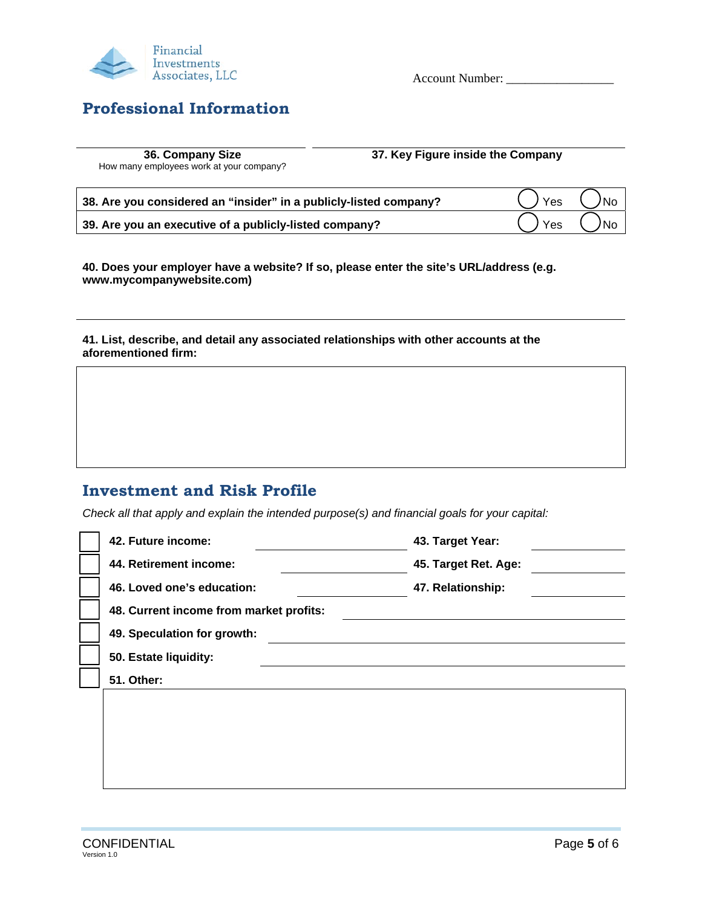Financial Investments Associates, LLC

Account Number: _________________

## Professional Information

| **36. Company Size**<br>How many employees work at your company? | **37. Key Figure inside the Company** |
|---|---|
| | |

| | | |
|---|---|---|
| **38. Are you considered an "insider" in a publicly-listed company?** | ◯ Yes | ◯ No |
| **39. Are you an executive of a publicly-listed company?** | ◯ Yes | ◯ No |

**40. Does your employer have a website? If so, please enter the site's URL/address (e.g. www.mycompanywebsite.com)**

_______________________________________________

**41. List, describe, and detail any associated relationships with other accounts at the aforementioned firm:**

## Investment and Risk Profile

*Check all that apply and explain the intended purpose(s) and financial goals for your capital:*

- ☐ **42. Future income:** ____________ **43. Target Year:** ____________
- ☐ **44. Retirement income:** ____________ **45. Target Ret. Age:** ____________
- ☐ **46. Loved one's education:** ____________ **47. Relationship:** ____________
- ☐ **48. Current income from market profits:** ____________
- ☐ **49. Speculation for growth:** ____________
- ☐ **50. Estate liquidity:** ____________
- ☐ **51. Other:**

CONFIDENTIAL
Version 1.0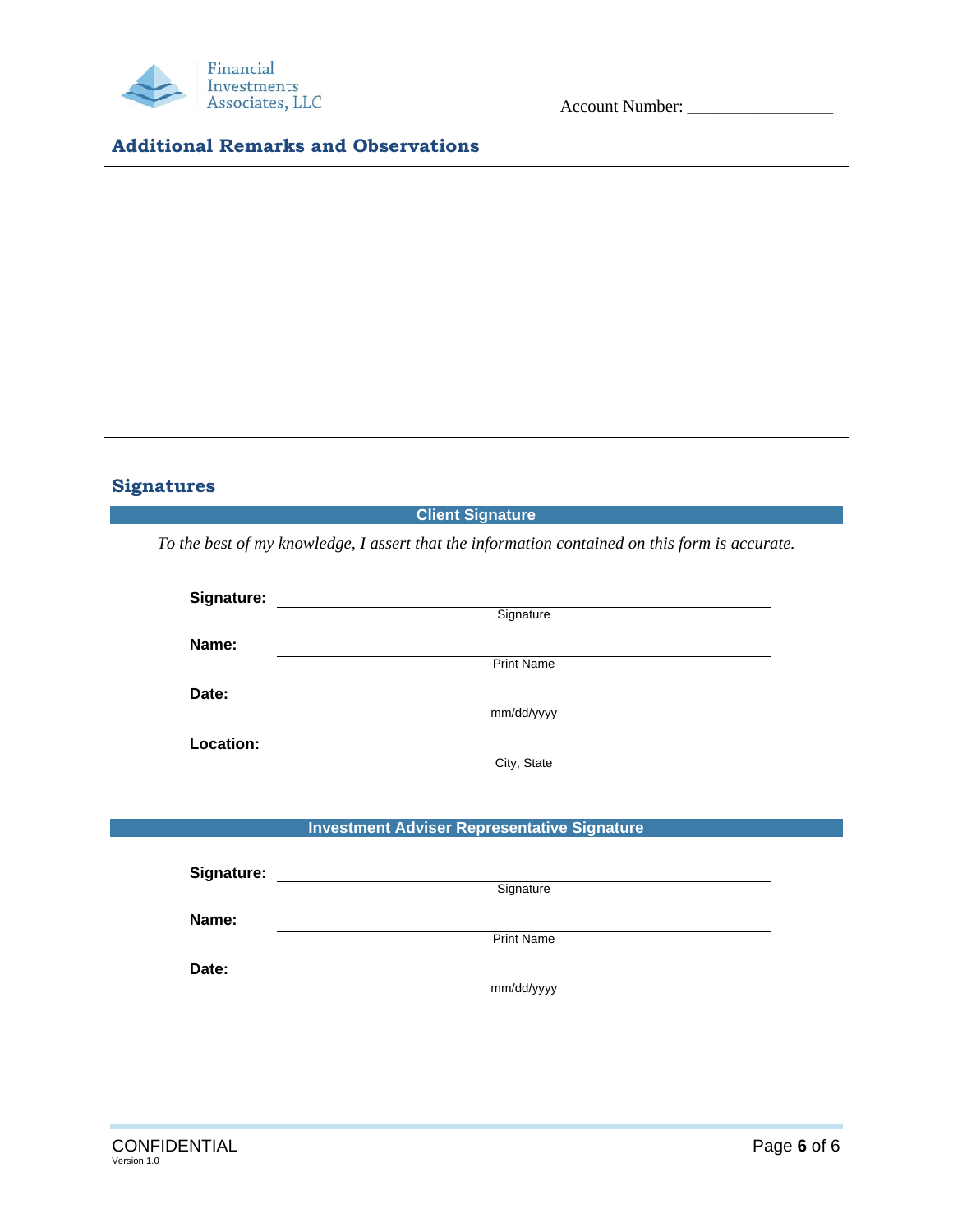Financial Investments Associates, LLC

Account Number: ________________

## Additional Remarks and Observations

## Signatures

**Client Signature**

*To the best of my knowledge, I assert that the information contained on this form is accurate.*

**Signature:** ______________________________
Signature

**Name:** ______________________________
Print Name

**Date:** ______________________________
mm/dd/yyyy

**Location:** ______________________________
City, State

**Investment Adviser Representative Signature**

**Signature:** ______________________________
Signature

**Name:** ______________________________
Print Name

**Date:** ______________________________
mm/dd/yyyy

CONFIDENTIAL
Version 1.0